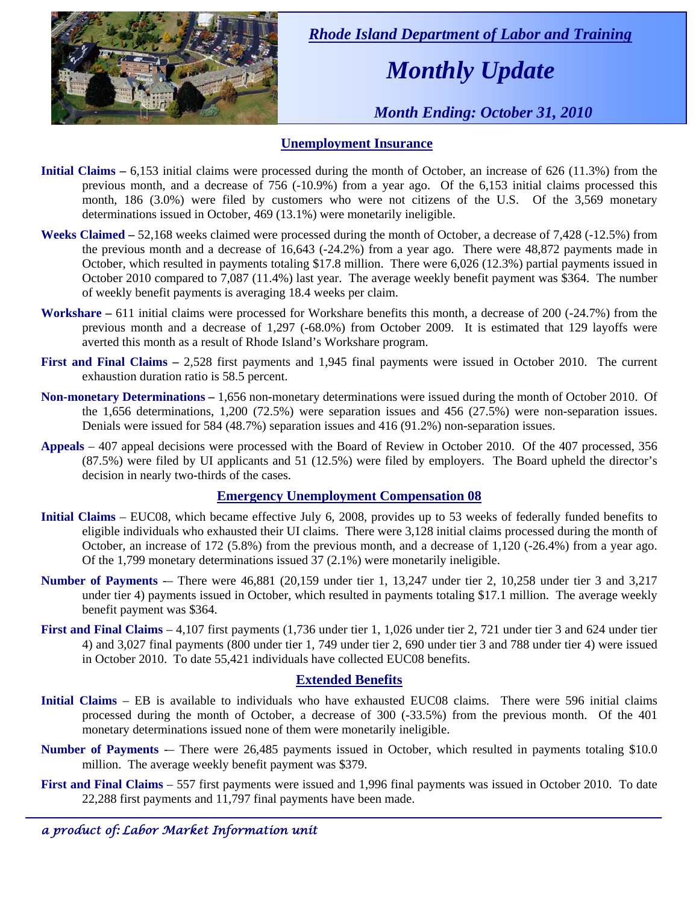*Rhode Island Department of Labor and Training*

# *Monthly Update*

*Month Ending: October 31, 2010*

## Unemployment Insurance

**Initial Claims –** 6,153 initial claims were processed during the month of October, an increase of 626 (11.3%) from the previous month, and a decrease of 756 (-10.9%) from a year ago. Of the 6,153 initial claims processed this month, 186 (3.0%) were filed by customers who were not citizens of the U.S. Of the 3,569 monetary determinations issued in October, 469 (13.1%) were monetarily ineligible.

**Weeks Claimed –** 52,168 weeks claimed were processed during the month of October, a decrease of 7,428 (-12.5%) from the previous month and a decrease of 16,643 (-24.2%) from a year ago. There were 48,872 payments made in October, which resulted in payments totaling $17.8 million. There were 6,026 (12.3%) partial payments issued in October 2010 compared to 7,087 (11.4%) last year. The average weekly benefit payment was $364. The number of weekly benefit payments is averaging 18.4 weeks per claim.

**Workshare –** 611 initial claims were processed for Workshare benefits this month, a decrease of 200 (-24.7%) from the previous month and a decrease of 1,297 (-68.0%) from October 2009. It is estimated that 129 layoffs were averted this month as a result of Rhode Island's Workshare program.

**First and Final Claims –** 2,528 first payments and 1,945 final payments were issued in October 2010. The current exhaustion duration ratio is 58.5 percent.

**Non-monetary Determinations –** 1,656 non-monetary determinations were issued during the month of October 2010. Of the 1,656 determinations, 1,200 (72.5%) were separation issues and 456 (27.5%) were non-separation issues. Denials were issued for 584 (48.7%) separation issues and 416 (91.2%) non-separation issues.

**Appeals** – 407 appeal decisions were processed with the Board of Review in October 2010. Of the 407 processed, 356 (87.5%) were filed by UI applicants and 51 (12.5%) were filed by employers. The Board upheld the director's decision in nearly two-thirds of the cases.

## Emergency Unemployment Compensation 08

**Initial Claims** – EUC08, which became effective July 6, 2008, provides up to 53 weeks of federally funded benefits to eligible individuals who exhausted their UI claims. There were 3,128 initial claims processed during the month of October, an increase of 172 (5.8%) from the previous month, and a decrease of 1,120 (-26.4%) from a year ago. Of the 1,799 monetary determinations issued 37 (2.1%) were monetarily ineligible.

**Number of Payments** -– There were 46,881 (20,159 under tier 1, 13,247 under tier 2, 10,258 under tier 3 and 3,217 under tier 4) payments issued in October, which resulted in payments totaling $17.1 million. The average weekly benefit payment was $364.

**First and Final Claims** – 4,107 first payments (1,736 under tier 1, 1,026 under tier 2, 721 under tier 3 and 624 under tier 4) and 3,027 final payments (800 under tier 1, 749 under tier 2, 690 under tier 3 and 788 under tier 4) were issued in October 2010. To date 55,421 individuals have collected EUC08 benefits.

## Extended Benefits

**Initial Claims** – EB is available to individuals who have exhausted EUC08 claims. There were 596 initial claims processed during the month of October, a decrease of 300 (-33.5%) from the previous month. Of the 401 monetary determinations issued none of them were monetarily ineligible.

**Number of Payments** -– There were 26,485 payments issued in October, which resulted in payments totaling $10.0 million. The average weekly benefit payment was $379.

**First and Final Claims** – 557 first payments were issued and 1,996 final payments was issued in October 2010. To date 22,288 first payments and 11,797 final payments have been made.

*a product of: Labor Market Information unit*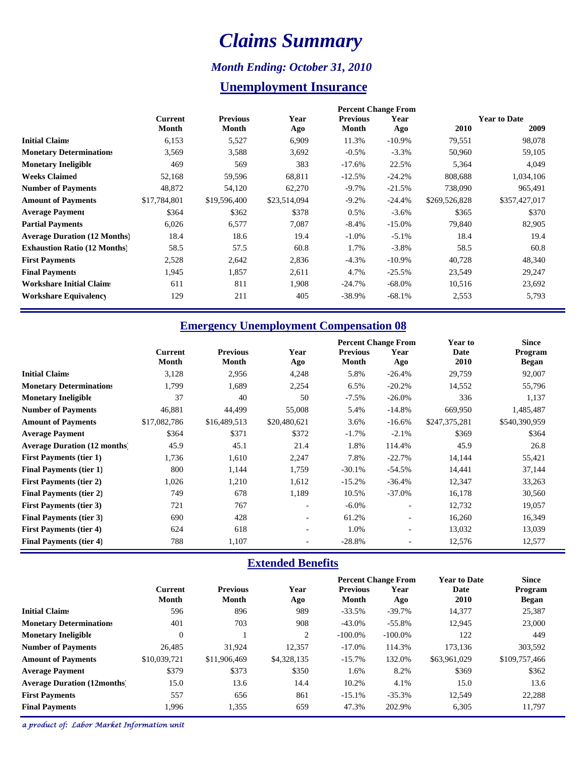# Claims Summary

## *Month Ending: October 31, 2010*

## Unemployment Insurance

| | Current Month | Previous Month | Year Ago | Percent Change From Previous Month | Percent Change From Year Ago | Year to Date 2010 | Year to Date 2009 |
|---|---|---|---|---|---|---|---|
| **Initial Claims** | 6,153 | 5,527 | 6,909 | 11.3% | -10.9% | 79,551 | 98,078 |
| **Monetary Determinations** | 3,569 | 3,588 | 3,692 | -0.5% | -3.3% | 50,960 | 59,105 |
| **Monetary Ineligible** | 469 | 569 | 383 | -17.6% | 22.5% | 5,364 | 4,049 |
| **Weeks Claimed** | 52,168 | 59,596 | 68,811 | -12.5% | -24.2% | 808,688 | 1,034,106 |
| **Number of Payments** | 48,872 | 54,120 | 62,270 | -9.7% | -21.5% | 738,090 | 965,491 |
| **Amount of Payments** | $17,784,801 | $19,596,400 | $23,514,094 | -9.2% | -24.4% | $269,526,828 | $357,427,017 |
| **Average Payment** | $364 | $362 | $378 | 0.5% | -3.6% | $365 | $370 |
| **Partial Payments** | 6,026 | 6,577 | 7,087 | -8.4% | -15.0% | 79,840 | 82,905 |
| **Average Duration (12 Months)** | 18.4 | 18.6 | 19.4 | -1.0% | -5.1% | 18.4 | 19.4 |
| **Exhaustion Ratio (12 Months)** | 58.5 | 57.5 | 60.8 | 1.7% | -3.8% | 58.5 | 60.8 |
| **First Payments** | 2,528 | 2,642 | 2,836 | -4.3% | -10.9% | 40,728 | 48,340 |
| **Final Payments** | 1,945 | 1,857 | 2,611 | 4.7% | -25.5% | 23,549 | 29,247 |
| **Workshare Initial Claims** | 611 | 811 | 1,908 | -24.7% | -68.0% | 10,516 | 23,692 |
| **Workshare Equivalency** | 129 | 211 | 405 | -38.9% | -68.1% | 2,553 | 5,793 |

## Emergency Unemployment Compensation 08

| | Current Month | Previous Month | Year Ago | Percent Change From Previous Month | Percent Change From Year Ago | Year to Date 2010 | Since Program Began |
|---|---|---|---|---|---|---|---|
| **Initial Claims** | 3,128 | 2,956 | 4,248 | 5.8% | -26.4% | 29,759 | 92,007 |
| **Monetary Determinations** | 1,799 | 1,689 | 2,254 | 6.5% | -20.2% | 14,552 | 55,796 |
| **Monetary Ineligible** | 37 | 40 | 50 | -7.5% | -26.0% | 336 | 1,137 |
| **Number of Payments** | 46,881 | 44,499 | 55,008 | 5.4% | -14.8% | 669,950 | 1,485,487 |
| **Amount of Payments** | $17,082,786 | $16,489,513 | $20,480,621 | 3.6% | -16.6% | $247,375,281 | $540,390,959 |
| **Average Payment** | $364 | $371 | $372 | -1.7% | -2.1% | $369 | $364 |
| **Average Duration (12 months)** | 45.9 | 45.1 | 21.4 | 1.8% | 114.4% | 45.9 | 26.8 |
| **First Payments (tier 1)** | 1,736 | 1,610 | 2,247 | 7.8% | -22.7% | 14,144 | 55,421 |
| **Final Payments (tier 1)** | 800 | 1,144 | 1,759 | -30.1% | -54.5% | 14,441 | 37,144 |
| **First Payments (tier 2)** | 1,026 | 1,210 | 1,612 | -15.2% | -36.4% | 12,347 | 33,263 |
| **Final Payments (tier 2)** | 749 | 678 | 1,189 | 10.5% | -37.0% | 16,178 | 30,560 |
| **First Payments (tier 3)** | 721 | 767 | - | -6.0% | - | 12,732 | 19,057 |
| **Final Payments (tier 3)** | 690 | 428 | - | 61.2% | - | 16,260 | 16,349 |
| **First Payments (tier 4)** | 624 | 618 | - | 1.0% | - | 13,032 | 13,039 |
| **Final Payments (tier 4)** | 788 | 1,107 | - | -28.8% | - | 12,576 | 12,577 |

## Extended Benefits

| | Current Month | Previous Month | Year Ago | Percent Change From Previous Month | Percent Change From Year Ago | Year to Date 2010 | Since Program Began |
|---|---|---|---|---|---|---|---|
| **Initial Claims** | 596 | 896 | 989 | -33.5% | -39.7% | 14,377 | 25,387 |
| **Monetary Determinations** | 401 | 703 | 908 | -43.0% | -55.8% | 12,945 | 23,000 |
| **Monetary Ineligible** | 0 | 1 | 2 | -100.0% | -100.0% | 122 | 449 |
| **Number of Payments** | 26,485 | 31,924 | 12,357 | -17.0% | 114.3% | 173,136 | 303,592 |
| **Amount of Payments** | $10,039,721 | $11,906,469 | $4,328,135 | -15.7% | 132.0% | $63,961,029 | $109,757,466 |
| **Average Payment** | $379 | $373 | $350 | 1.6% | 8.2% | $369 | $362 |
| **Average Duration (12months)** | 15.0 | 13.6 | 14.4 | 10.2% | 4.1% | 15.0 | 13.6 |
| **First Payments** | 557 | 656 | 861 | -15.1% | -35.3% | 12,549 | 22,288 |
| **Final Payments** | 1,996 | 1,355 | 659 | 47.3% | 202.9% | 6,305 | 11,797 |

*a product of: Labor Market Information unit*